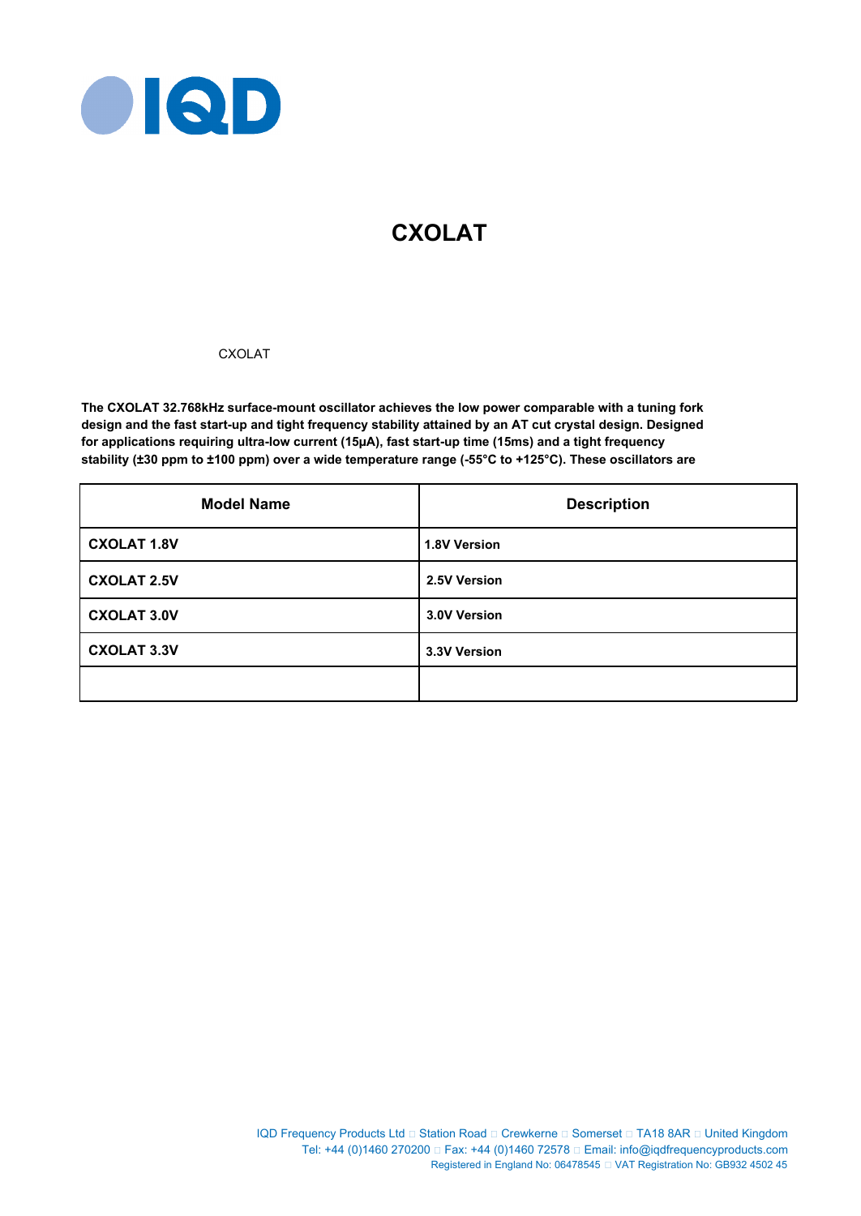# CXOLAT

CXOLAT

**The CXOLAT 32.768kHz surface-mount oscillator achieves the low power comparable with a tuning fork design and the fast start-up and tight frequency stability attained by an AT cut crystal design. Designed for applications requiring ultra-low current (15µA), fast start-up time (15ms) and a tight frequency stability (±30 ppm to ±100 ppm) over a wide temperature range (-55°C to +125°C). These oscillators are**

| Model Name | Description |
|---|---|
| **CXOLAT 1.8V** | **1.8V Version** |
| **CXOLAT 2.5V** | **2.5V Version** |
| **CXOLAT 3.0V** | **3.0V Version** |
| **CXOLAT 3.3V** | **3.3V Version** |
| | |

IQD Frequency Products Ltd □ Station Road □ Crewkerne □ Somerset □ TA18 8AR □ United Kingdom
Tel: +44 (0)1460 270200 □ Fax: +44 (0)1460 72578 □ Email: info@iqdfrequencyproducts.com
Registered in England No: 06478545 □ VAT Registration No: GB932 4502 45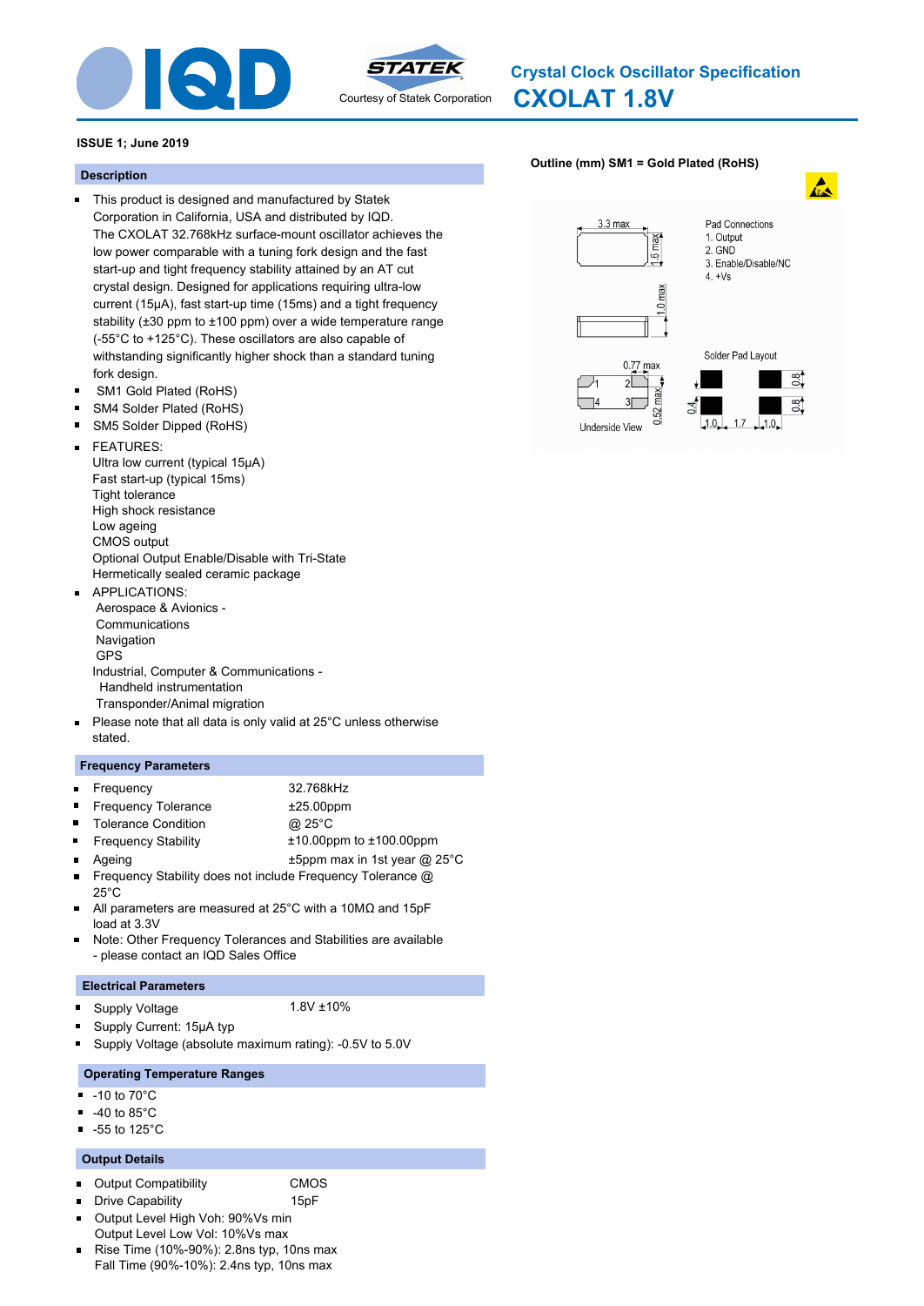IQD

STATEK

Courtesy of Statek Corporation

# Crystal Clock Oscillator Specification

# CXOLAT 1.8V

**ISSUE 1; June 2019**

## Description

- This product is designed and manufactured by Statek Corporation in California, USA and distributed by IQD. The CXOLAT 32.768kHz surface-mount oscillator achieves the low power comparable with a tuning fork design and the fast start-up and tight frequency stability attained by an AT cut crystal design. Designed for applications requiring ultra-low current (15µA), fast start-up time (15ms) and a tight frequency stability (±30 ppm to ±100 ppm) over a wide temperature range (-55°C to +125°C). These oscillators are also capable of withstanding significantly higher shock than a standard tuning fork design.
- SM1 Gold Plated (RoHS)
- SM4 Solder Plated (RoHS)
- SM5 Solder Dipped (RoHS)
- FEATURES:
  Ultra low current (typical 15µA)
  Fast start-up (typical 15ms)
  Tight tolerance
  High shock resistance
  Low ageing
  CMOS output
  Optional Output Enable/Disable with Tri-State
  Hermetically sealed ceramic package
- APPLICATIONS:
  Aerospace & Avionics -
  Communications
  Navigation
  GPS
  Industrial, Computer & Communications -
  Handheld instrumentation
  Transponder/Animal migration
- Please note that all data is only valid at 25°C unless otherwise stated.

## Frequency Parameters

- Frequency: 32.768kHz
- Frequency Tolerance: ±25.00ppm
- Tolerance Condition: @ 25°C
- Frequency Stability: ±10.00ppm to ±100.00ppm
- Ageing: ±5ppm max in 1st year @ 25°C
- Frequency Stability does not include Frequency Tolerance @ 25°C
- All parameters are measured at 25°C with a 10MΩ and 15pF load at 3.3V
- Note: Other Frequency Tolerances and Stabilities are available - please contact an IQD Sales Office

## Electrical Parameters

- Supply Voltage: 1.8V ±10%
- Supply Current: 15µA typ
- Supply Voltage (absolute maximum rating): -0.5V to 5.0V

## Operating Temperature Ranges

- -10 to 70°C
- -40 to 85°C
- -55 to 125°C

## Output Details

- Output Compatibility: CMOS
- Drive Capability: 15pF
- Output Level High Voh: 90%Vs min
  Output Level Low Vol: 10%Vs max
- Rise Time (10%-90%): 2.8ns typ, 10ns max
  Fall Time (90%-10%): 2.4ns typ, 10ns max

**Outline (mm) SM1 = Gold Plated (RoHS)**

3.3 max; 1.6 max; 1.0 max; 0.77 max; 0.52 max

Underside View

Pad Connections
1. Output
2. GND
3. Enable/Disable/NC
4. +Vs

Solder Pad Layout

0.8; 0.8; 0.4; 1.0; 1.7; 1.0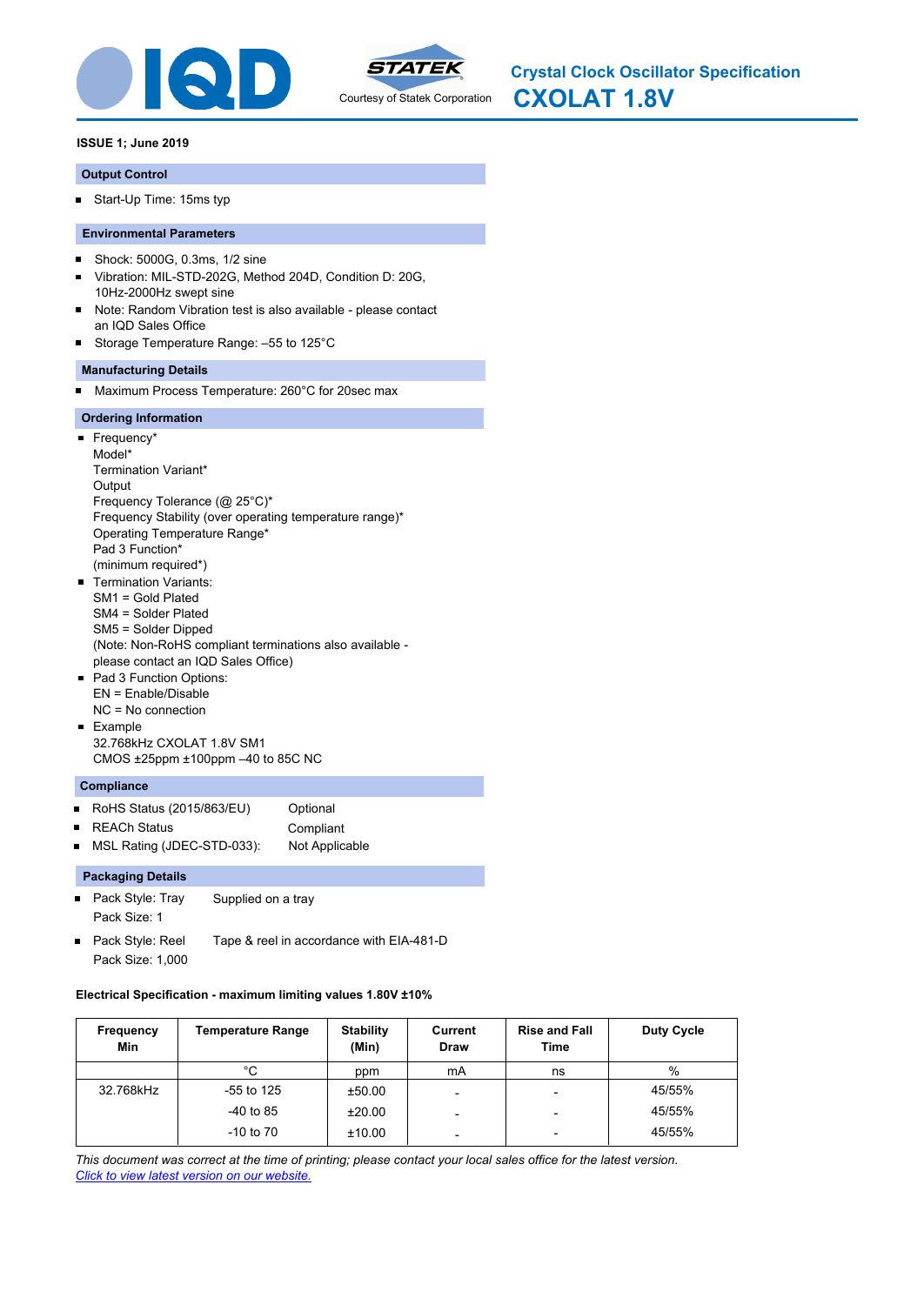# Crystal Clock Oscillator Specification

# CXOLAT 1.8V

**ISSUE 1; June 2019**

## Output Control

- Start-Up Time: 15ms typ

## Environmental Parameters

- Shock: 5000G, 0.3ms, 1/2 sine
- Vibration: MIL-STD-202G, Method 204D, Condition D: 20G, 10Hz-2000Hz swept sine
- Note: Random Vibration test is also available - please contact an IQD Sales Office
- Storage Temperature Range: –55 to 125°C

## Manufacturing Details

- Maximum Process Temperature: 260°C for 20sec max

## Ordering Information

- Frequency*
  Model*
  Termination Variant*
  Output
  Frequency Tolerance (@ 25°C)*
  Frequency Stability (over operating temperature range)*
  Operating Temperature Range*
  Pad 3 Function*
  (minimum required*)
- Termination Variants:
  SM1 = Gold Plated
  SM4 = Solder Plated
  SM5 = Solder Dipped
  (Note: Non-RoHS compliant terminations also available - please contact an IQD Sales Office)
- Pad 3 Function Options:
  EN = Enable/Disable
  NC = No connection
- Example
  32.768kHz CXOLAT 1.8V SM1
  CMOS ±25ppm ±100ppm –40 to 85C NC

## Compliance

- RoHS Status (2015/863/EU): Optional
- REACh Status: Compliant
- MSL Rating (JDEC-STD-033): Not Applicable

## Packaging Details

- Pack Style: Tray — Supplied on a tray
  Pack Size: 1
- Pack Style: Reel — Tape & reel in accordance with EIA-481-D
  Pack Size: 1,000

**Electrical Specification - maximum limiting values 1.80V ±10%**

| Frequency Min | Temperature Range | Stability (Min) | Current Draw | Rise and Fall Time | Duty Cycle |
|---|---|---|---|---|---|
| | °C | ppm | mA | ns | % |
| 32.768kHz | -55 to 125 | ±50.00 | - | - | 45/55% |
| | -40 to 85 | ±20.00 | - | - | 45/55% |
| | -10 to 70 | ±10.00 | - | - | 45/55% |

*This document was correct at the time of printing; please contact your local sales office for the latest version.*
*Click to view latest version on our website.*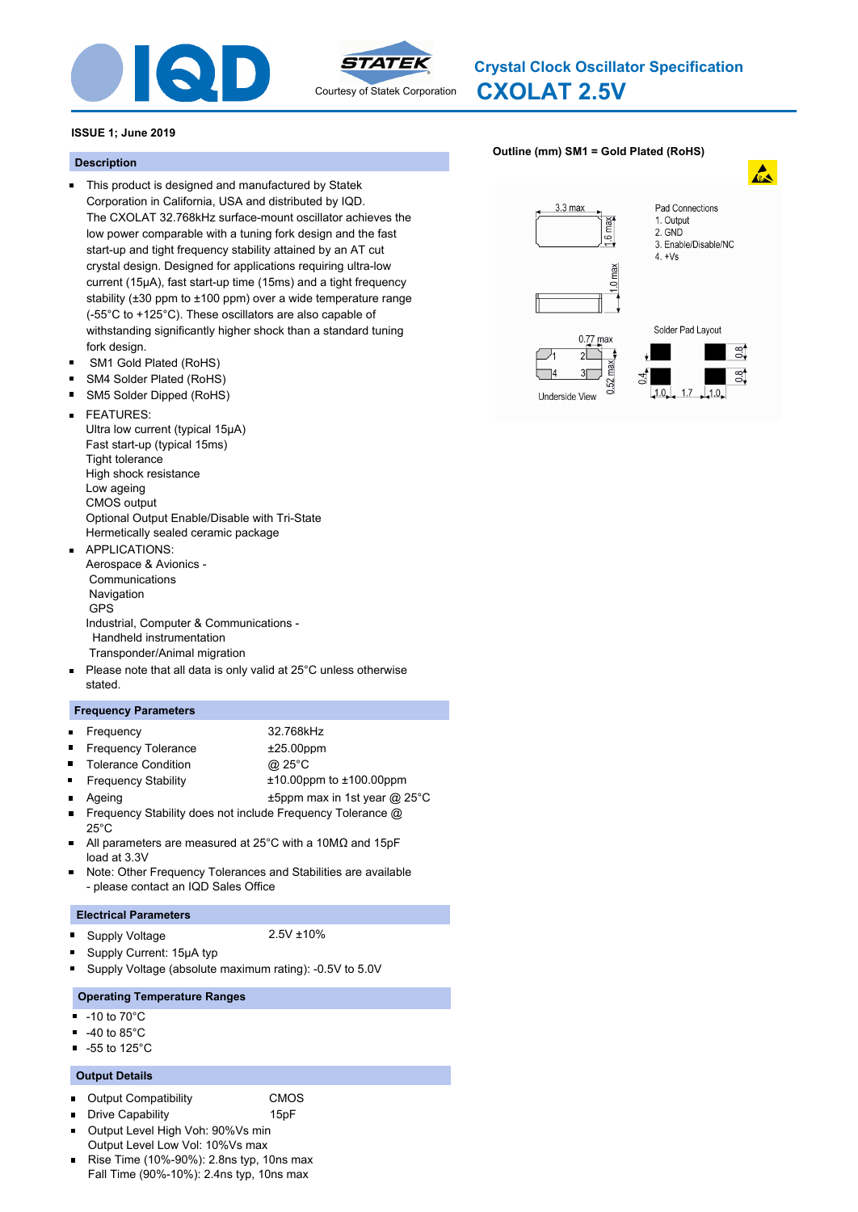# Crystal Clock Oscillator Specification

# CXOLAT 2.5V

Courtesy of Statek Corporation

**ISSUE 1; June 2019**

## Description

- This product is designed and manufactured by Statek Corporation in California, USA and distributed by IQD. The CXOLAT 32.768kHz surface-mount oscillator achieves the low power comparable with a tuning fork design and the fast start-up and tight frequency stability attained by an AT cut crystal design. Designed for applications requiring ultra-low current (15µA), fast start-up time (15ms) and a tight frequency stability (±30 ppm to ±100 ppm) over a wide temperature range (-55°C to +125°C). These oscillators are also capable of withstanding significantly higher shock than a standard tuning fork design.
- SM1 Gold Plated (RoHS)
- SM4 Solder Plated (RoHS)
- SM5 Solder Dipped (RoHS)
- FEATURES:
  Ultra low current (typical 15µA)
  Fast start-up (typical 15ms)
  Tight tolerance
  High shock resistance
  Low ageing
  CMOS output
  Optional Output Enable/Disable with Tri-State
  Hermetically sealed ceramic package
- APPLICATIONS:
  Aerospace & Avionics -
  Communications
  Navigation
  GPS
  Industrial, Computer & Communications -
  Handheld instrumentation
  Transponder/Animal migration
- Please note that all data is only valid at 25°C unless otherwise stated.

## Frequency Parameters

- Frequency: 32.768kHz
- Frequency Tolerance: ±25.00ppm
- Tolerance Condition: @ 25°C
- Frequency Stability: ±10.00ppm to ±100.00ppm
- Ageing: ±5ppm max in 1st year @ 25°C
- Frequency Stability does not include Frequency Tolerance @ 25°C
- All parameters are measured at 25°C with a 10MΩ and 15pF load at 3.3V
- Note: Other Frequency Tolerances and Stabilities are available - please contact an IQD Sales Office

## Electrical Parameters

- Supply Voltage: 2.5V ±10%
- Supply Current: 15µA typ
- Supply Voltage (absolute maximum rating): -0.5V to 5.0V

## Operating Temperature Ranges

- -10 to 70°C
- -40 to 85°C
- -55 to 125°C

## Output Details

- Output Compatibility: CMOS
- Drive Capability: 15pF
- Output Level High Voh: 90%Vs min
  Output Level Low Vol: 10%Vs max
- Rise Time (10%-90%): 2.8ns typ, 10ns max
  Fall Time (90%-10%): 2.4ns typ, 10ns max

## Outline (mm) SM1 = Gold Plated (RoHS)

3.3 max
1.6 max
1.0 max
0.77 max
0.52 max
Underside View

Pad Connections
1. Output
2. GND
3. Enable/Disable/NC
4. +Vs

Solder Pad Layout
0.8
0.8
0.4
1.0 1.7 1.0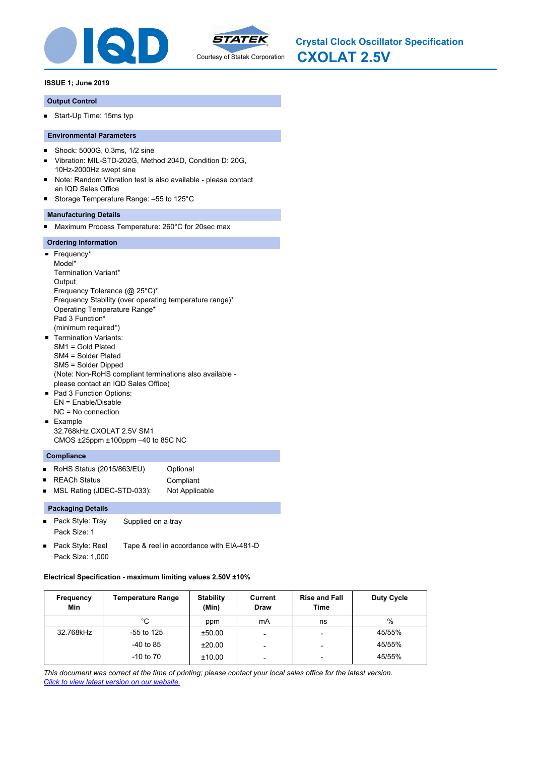# Crystal Clock Oscillator Specification

# CXOLAT 2.5V

Courtesy of Statek Corporation

**ISSUE 1; June 2019**

## Output Control

- Start-Up Time: 15ms typ

## Environmental Parameters

- Shock: 5000G, 0.3ms, 1/2 sine
- Vibration: MIL-STD-202G, Method 204D, Condition D: 20G, 10Hz-2000Hz swept sine
- Note: Random Vibration test is also available - please contact an IQD Sales Office
- Storage Temperature Range: –55 to 125°C

## Manufacturing Details

- Maximum Process Temperature: 260°C for 20sec max

## Ordering Information

- Frequency*
  Model*
  Termination Variant*
  Output
  Frequency Tolerance (@ 25°C)*
  Frequency Stability (over operating temperature range)*
  Operating Temperature Range*
  Pad 3 Function*
  (minimum required*)
- Termination Variants:
  SM1 = Gold Plated
  SM4 = Solder Plated
  SM5 = Solder Dipped
  (Note: Non-RoHS compliant terminations also available - please contact an IQD Sales Office)
- Pad 3 Function Options:
  EN = Enable/Disable
  NC = No connection
- Example
  32.768kHz CXOLAT 2.5V SM1
  CMOS ±25ppm ±100ppm –40 to 85C NC

## Compliance

- RoHS Status (2015/863/EU): Optional
- REACh Status: Compliant
- MSL Rating (JDEC-STD-033): Not Applicable

## Packaging Details

- Pack Style: Tray — Supplied on a tray
  Pack Size: 1
- Pack Style: Reel — Tape & reel in accordance with EIA-481-D
  Pack Size: 1,000

**Electrical Specification - maximum limiting values 2.50V ±10%**

| Frequency Min | Temperature Range | Stability (Min) | Current Draw | Rise and Fall Time | Duty Cycle |
|---|---|---|---|---|---|
| | °C | ppm | mA | ns | % |
| 32.768kHz | -55 to 125 | ±50.00 | - | - | 45/55% |
| | -40 to 85 | ±20.00 | - | - | 45/55% |
| | -10 to 70 | ±10.00 | - | - | 45/55% |

*This document was correct at the time of printing; please contact your local sales office for the latest version.*
*Click to view latest version on our website.*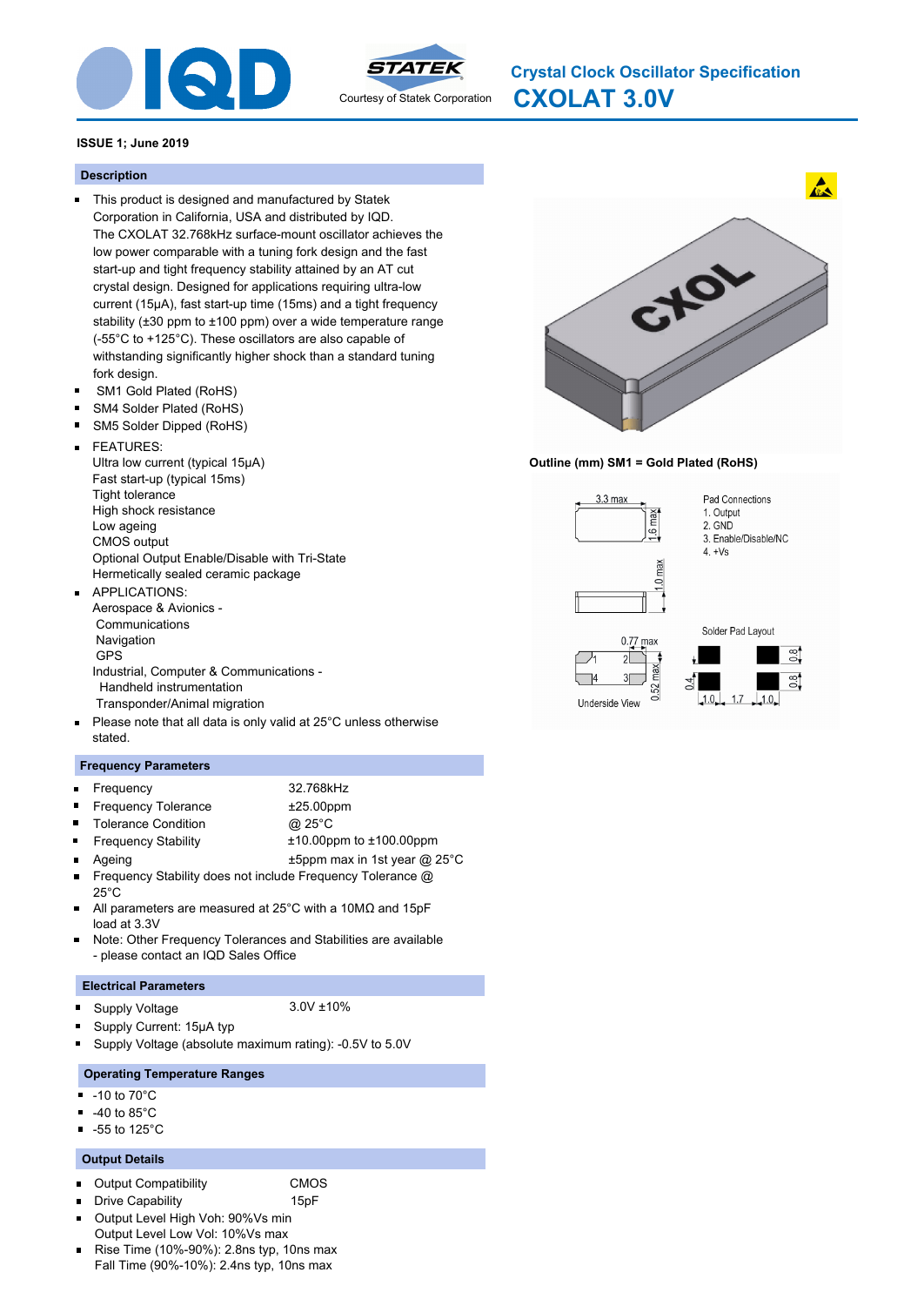# Crystal Clock Oscillator Specification

# CXOLAT 3.0V

Courtesy of Statek Corporation

**ISSUE 1; June 2019**

## Description

- This product is designed and manufactured by Statek Corporation in California, USA and distributed by IQD. The CXOLAT 32.768kHz surface-mount oscillator achieves the low power comparable with a tuning fork design and the fast start-up and tight frequency stability attained by an AT cut crystal design. Designed for applications requiring ultra-low current (15µA), fast start-up time (15ms) and a tight frequency stability (±30 ppm to ±100 ppm) over a wide temperature range (-55°C to +125°C). These oscillators are also capable of withstanding significantly higher shock than a standard tuning fork design.
- SM1 Gold Plated (RoHS)
- SM4 Solder Plated (RoHS)
- SM5 Solder Dipped (RoHS)
- FEATURES:
  Ultra low current (typical 15µA)
  Fast start-up (typical 15ms)
  Tight tolerance
  High shock resistance
  Low ageing
  CMOS output
  Optional Output Enable/Disable with Tri-State
  Hermetically sealed ceramic package
- APPLICATIONS:
  Aerospace & Avionics -
  Communications
  Navigation
  GPS
  Industrial, Computer & Communications -
  Handheld instrumentation
  Transponder/Animal migration
- Please note that all data is only valid at 25°C unless otherwise stated.

**Outline (mm) SM1 = Gold Plated (RoHS)**

3.3 max, 1.6 max, 1.0 max

Pad Connections
1. Output
2. GND
3. Enable/Disable/NC
4. +Vs

Underside View: 0.77 max, 0.52 max

Solder Pad Layout: 0.8, 0.4, 0.8, 1.0, 1.7, 1.0

## Frequency Parameters

| Parameter | Value |
|---|---|
| Frequency | 32.768kHz |
| Frequency Tolerance | ±25.00ppm |
| Tolerance Condition | @ 25°C |
| Frequency Stability | ±10.00ppm to ±100.00ppm |
| Ageing | ±5ppm max in 1st year @ 25°C |

- Frequency Stability does not include Frequency Tolerance @ 25°C
- All parameters are measured at 25°C with a 10MΩ and 15pF load at 3.3V
- Note: Other Frequency Tolerances and Stabilities are available - please contact an IQD Sales Office

## Electrical Parameters

- Supply Voltage: 3.0V ±10%
- Supply Current: 15µA typ
- Supply Voltage (absolute maximum rating): -0.5V to 5.0V

## Operating Temperature Ranges

- -10 to 70°C
- -40 to 85°C
- -55 to 125°C

## Output Details

| Parameter | Value |
|---|---|
| Output Compatibility | CMOS |
| Drive Capability | 15pF |

- Output Level High Voh: 90%Vs min
  Output Level Low Vol: 10%Vs max
- Rise Time (10%-90%): 2.8ns typ, 10ns max
  Fall Time (90%-10%): 2.4ns typ, 10ns max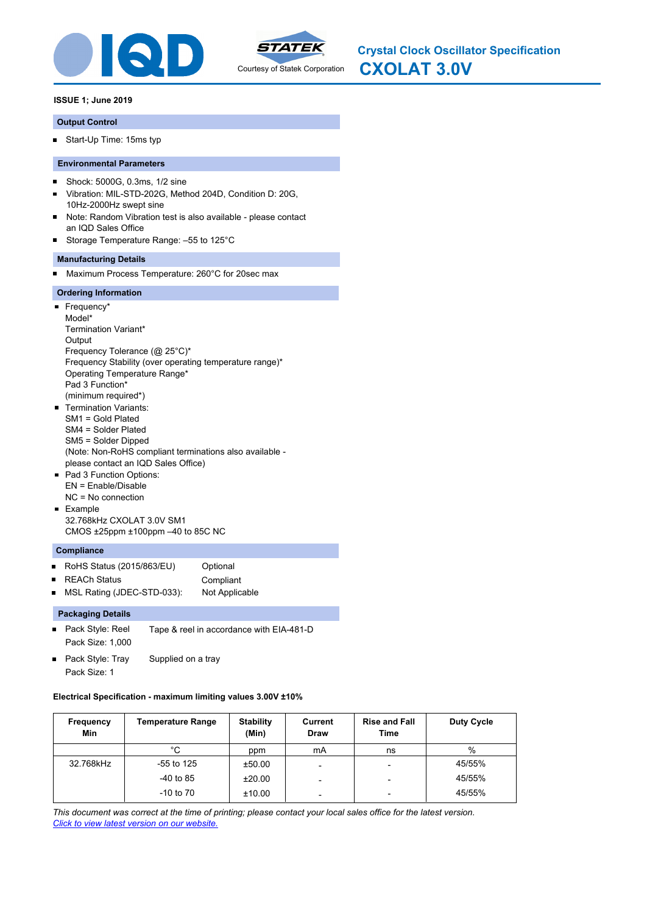# Crystal Clock Oscillator Specification

# CXOLAT 3.0V

Courtesy of Statek Corporation

**ISSUE 1; June 2019**

### Output Control

- Start-Up Time: 15ms typ

### Environmental Parameters

- Shock: 5000G, 0.3ms, 1/2 sine
- Vibration: MIL-STD-202G, Method 204D, Condition D: 20G, 10Hz-2000Hz swept sine
- Note: Random Vibration test is also available - please contact an IQD Sales Office
- Storage Temperature Range: –55 to 125°C

### Manufacturing Details

- Maximum Process Temperature: 260°C for 20sec max

### Ordering Information

- Frequency*  
  Model*  
  Termination Variant*  
  Output  
  Frequency Tolerance (@ 25°C)*  
  Frequency Stability (over operating temperature range)*  
  Operating Temperature Range*  
  Pad 3 Function*  
  (minimum required*)
- Termination Variants:  
  SM1 = Gold Plated  
  SM4 = Solder Plated  
  SM5 = Solder Dipped  
  (Note: Non-RoHS compliant terminations also available - please contact an IQD Sales Office)
- Pad 3 Function Options:  
  EN = Enable/Disable  
  NC = No connection
- Example  
  32.768kHz CXOLAT 3.0V SM1  
  CMOS ±25ppm ±100ppm –40 to 85C NC

### Compliance

- RoHS Status (2015/863/EU) Optional
- REACh Status Compliant
- MSL Rating (JDEC-STD-033): Not Applicable

### Packaging Details

- Pack Style: Reel Tape & reel in accordance with EIA-481-D  
  Pack Size: 1,000
- Pack Style: Tray Supplied on a tray  
  Pack Size: 1

**Electrical Specification - maximum limiting values 3.00V ±10%**

| Frequency Min | Temperature Range | Stability (Min) | Current Draw | Rise and Fall Time | Duty Cycle |
|---|---|---|---|---|---|
| | °C | ppm | mA | ns | % |
| 32.768kHz | -55 to 125 | ±50.00 | - | - | 45/55% |
| | -40 to 85 | ±20.00 | - | - | 45/55% |
| | -10 to 70 | ±10.00 | - | - | 45/55% |

*This document was correct at the time of printing; please contact your local sales office for the latest version.*
*Click to view latest version on our website.*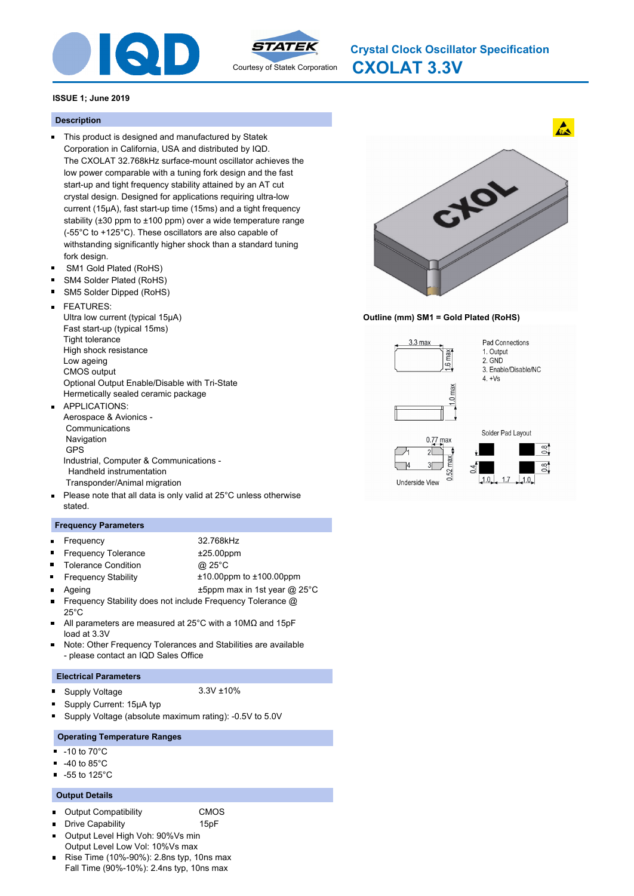# Crystal Clock Oscillator Specification

# CXOLAT 3.3V

Courtesy of Statek Corporation

**ISSUE 1; June 2019**

## Description

- This product is designed and manufactured by Statek Corporation in California, USA and distributed by IQD. The CXOLAT 32.768kHz surface-mount oscillator achieves the low power comparable with a tuning fork design and the fast start-up and tight frequency stability attained by an AT cut crystal design. Designed for applications requiring ultra-low current (15µA), fast start-up time (15ms) and a tight frequency stability (±30 ppm to ±100 ppm) over a wide temperature range (-55°C to +125°C). These oscillators are also capable of withstanding significantly higher shock than a standard tuning fork design.
- SM1 Gold Plated (RoHS)
- SM4 Solder Plated (RoHS)
- SM5 Solder Dipped (RoHS)
- FEATURES:
  Ultra low current (typical 15µA)
  Fast start-up (typical 15ms)
  Tight tolerance
  High shock resistance
  Low ageing
  CMOS output
  Optional Output Enable/Disable with Tri-State
  Hermetically sealed ceramic package
- APPLICATIONS:
  Aerospace & Avionics -
  Communications
  Navigation
  GPS
  Industrial, Computer & Communications -
  Handheld instrumentation
  Transponder/Animal migration
- Please note that all data is only valid at 25°C unless otherwise stated.

**Outline (mm) SM1 = Gold Plated (RoHS)**

3.3 max; 1.6 max; 1.0 max; 0.77 max; 0.52 max; Underside View

Pad Connections
1. Output
2. GND
3. Enable/Disable/NC
4. +Vs

Solder Pad Layout: 0.8; 0.8; 0.4; 1.0; 1.7; 1.0

## Frequency Parameters

- Frequency: 32.768kHz
- Frequency Tolerance: ±25.00ppm
- Tolerance Condition: @ 25°C
- Frequency Stability: ±10.00ppm to ±100.00ppm
- Ageing: ±5ppm max in 1st year @ 25°C
- Frequency Stability does not include Frequency Tolerance @ 25°C
- All parameters are measured at 25°C with a 10MΩ and 15pF load at 3.3V
- Note: Other Frequency Tolerances and Stabilities are available - please contact an IQD Sales Office

## Electrical Parameters

- Supply Voltage: 3.3V ±10%
- Supply Current: 15µA typ
- Supply Voltage (absolute maximum rating): -0.5V to 5.0V

## Operating Temperature Ranges

- -10 to 70°C
- -40 to 85°C
- -55 to 125°C

## Output Details

- Output Compatibility: CMOS
- Drive Capability: 15pF
- Output Level High Voh: 90%Vs min
  Output Level Low Vol: 10%Vs max
- Rise Time (10%-90%): 2.8ns typ, 10ns max
  Fall Time (90%-10%): 2.4ns typ, 10ns max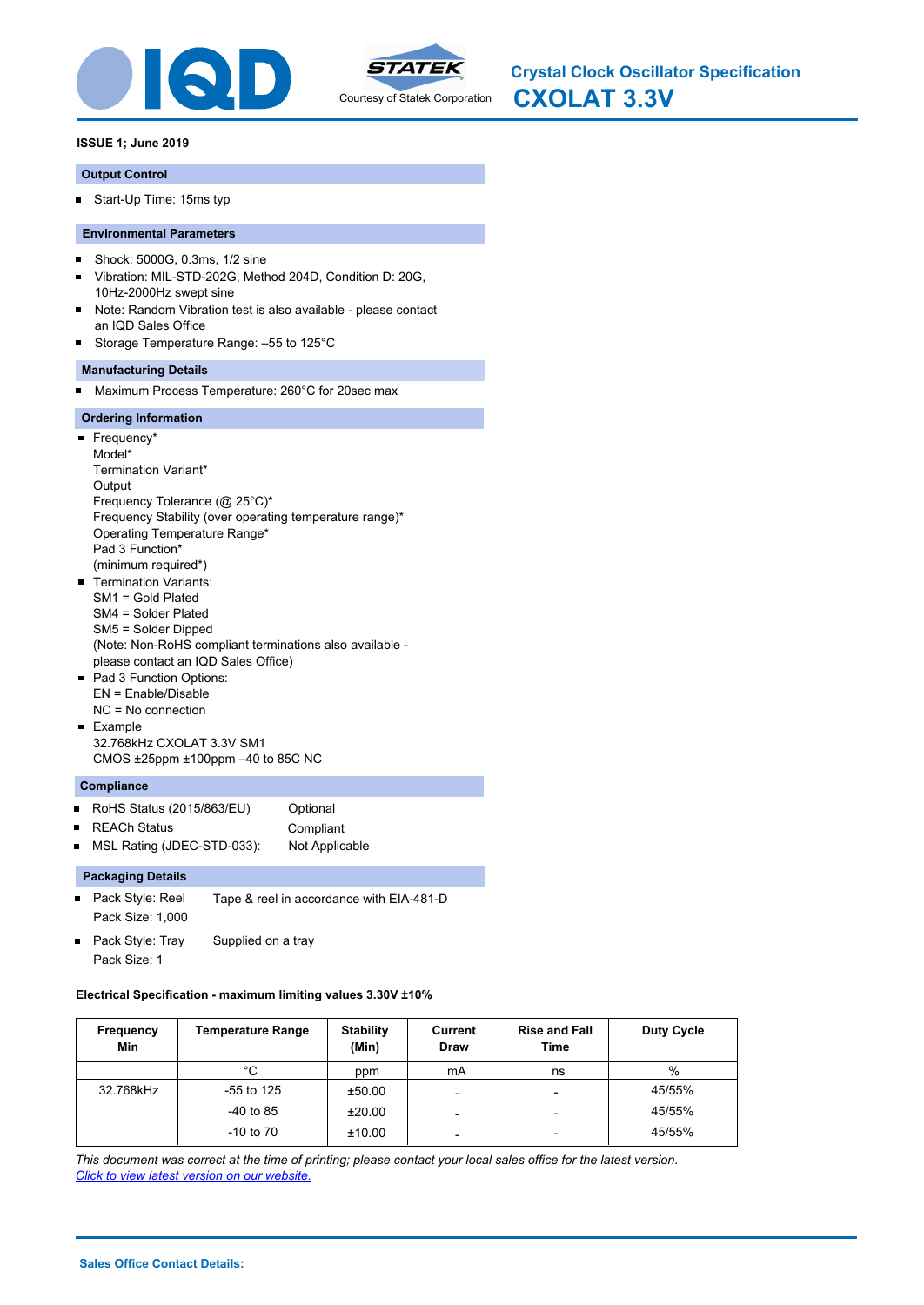# Crystal Clock Oscillator Specification

# CXOLAT 3.3V

Courtesy of Statek Corporation

**ISSUE 1; June 2019**

## Output Control

- Start-Up Time: 15ms typ

## Environmental Parameters

- Shock: 5000G, 0.3ms, 1/2 sine
- Vibration: MIL-STD-202G, Method 204D, Condition D: 20G, 10Hz-2000Hz swept sine
- Note: Random Vibration test is also available - please contact an IQD Sales Office
- Storage Temperature Range: –55 to 125°C

## Manufacturing Details

- Maximum Process Temperature: 260°C for 20sec max

## Ordering Information

- Frequency*
  Model*
  Termination Variant*
  Output
  Frequency Tolerance (@ 25°C)*
  Frequency Stability (over operating temperature range)*
  Operating Temperature Range*
  Pad 3 Function*
  (minimum required*)
- Termination Variants:
  SM1 = Gold Plated
  SM4 = Solder Plated
  SM5 = Solder Dipped
  (Note: Non-RoHS compliant terminations also available - please contact an IQD Sales Office)
- Pad 3 Function Options:
  EN = Enable/Disable
  NC = No connection
- Example
  32.768kHz CXOLAT 3.3V SM1
  CMOS ±25ppm ±100ppm –40 to 85C NC

## Compliance

- RoHS Status (2015/863/EU) Optional
- REACh Status Compliant
- MSL Rating (JDEC-STD-033): Not Applicable

## Packaging Details

- Pack Style: Reel Tape & reel in accordance with EIA-481-D
  Pack Size: 1,000
- Pack Style: Tray Supplied on a tray
  Pack Size: 1

**Electrical Specification - maximum limiting values 3.30V ±10%**

| Frequency Min | Temperature Range | Stability (Min) | Current Draw | Rise and Fall Time | Duty Cycle |
|---|---|---|---|---|---|
| | °C | ppm | mA | ns | % |
| 32.768kHz | -55 to 125 | ±50.00 | - | - | 45/55% |
| | -40 to 85 | ±20.00 | - | - | 45/55% |
| | -10 to 70 | ±10.00 | - | - | 45/55% |

*This document was correct at the time of printing; please contact your local sales office for the latest version.*
*Click to view latest version on our website.*

**Sales Office Contact Details:**